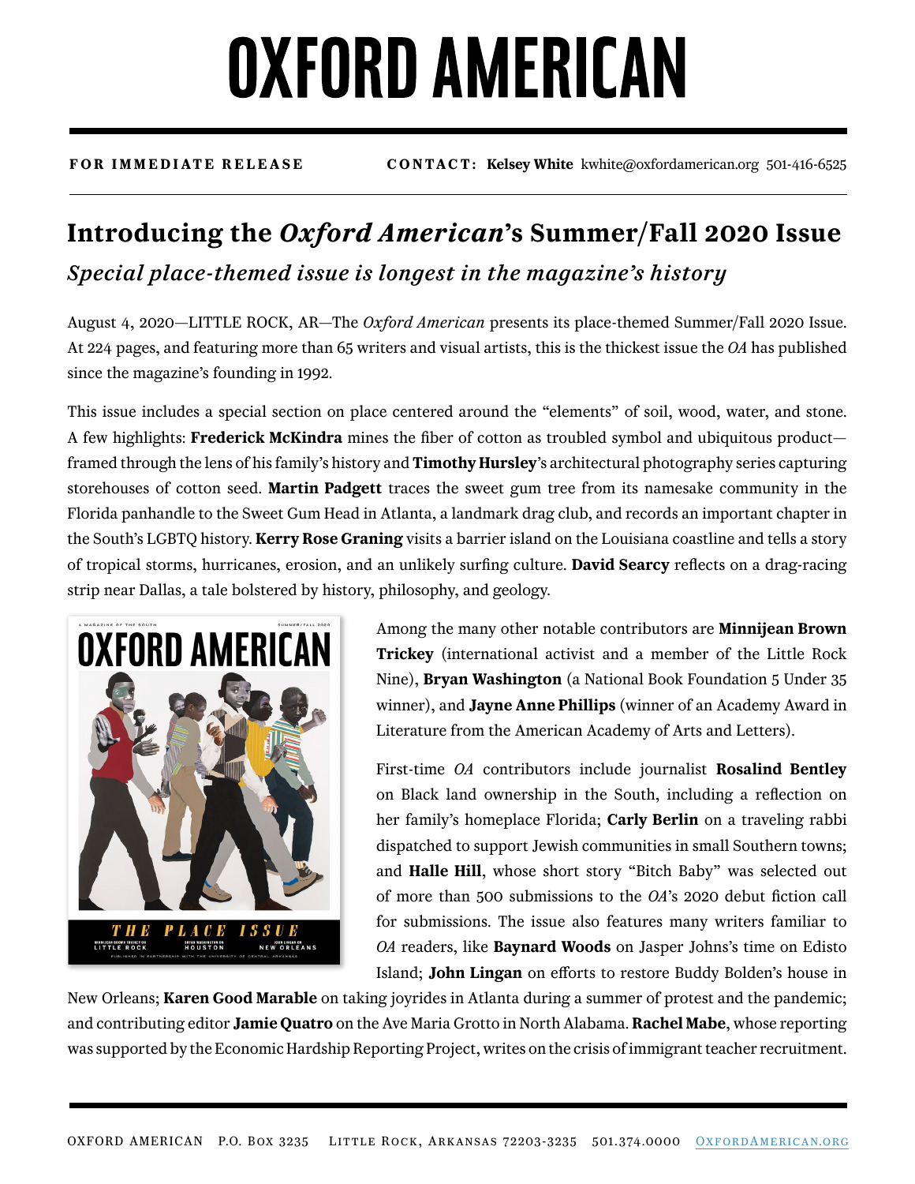# OXFORD AMERICAN

**FOR IMMEDIATE RELEASE** **CONTACT: Kelsey White** kwhite@oxfordamerican.org 501-416-6525

## Introducing the *Oxford American*'s Summer/Fall 2020 Issue

### *Special place-themed issue is longest in the magazine's history*

August 4, 2020—LITTLE ROCK, AR—The *Oxford American* presents its place-themed Summer/Fall 2020 Issue. At 224 pages, and featuring more than 65 writers and visual artists, this is the thickest issue the *OA* has published since the magazine's founding in 1992.

This issue includes a special section on place centered around the "elements" of soil, wood, water, and stone. A few highlights: **Frederick McKindra** mines the fiber of cotton as troubled symbol and ubiquitous product—framed through the lens of his family's history and **Timothy Hursley**'s architectural photography series capturing storehouses of cotton seed. **Martin Padgett** traces the sweet gum tree from its namesake community in the Florida panhandle to the Sweet Gum Head in Atlanta, a landmark drag club, and records an important chapter in the South's LGBTQ history. **Kerry Rose Graning** visits a barrier island on the Louisiana coastline and tells a story of tropical storms, hurricanes, erosion, and an unlikely surfing culture. **David Searcy** reflects on a drag-racing strip near Dallas, a tale bolstered by history, philosophy, and geology.

Among the many other notable contributors are **Minnijean Brown Trickey** (international activist and a member of the Little Rock Nine), **Bryan Washington** (a National Book Foundation 5 Under 35 winner), and **Jayne Anne Phillips** (winner of an Academy Award in Literature from the American Academy of Arts and Letters).

First-time *OA* contributors include journalist **Rosalind Bentley** on Black land ownership in the South, including a reflection on her family's homeplace Florida; **Carly Berlin** on a traveling rabbi dispatched to support Jewish communities in small Southern towns; and **Halle Hill**, whose short story "Bitch Baby" was selected out of more than 500 submissions to the *OA*'s 2020 debut fiction call for submissions. The issue also features many writers familiar to *OA* readers, like **Baynard Woods** on Jasper Johns's time on Edisto Island; **John Lingan** on efforts to restore Buddy Bolden's house in New Orleans; **Karen Good Marable** on taking joyrides in Atlanta during a summer of protest and the pandemic; and contributing editor **Jamie Quatro** on the Ave Maria Grotto in North Alabama. **Rachel Mabe**, whose reporting was supported by the Economic Hardship Reporting Project, writes on the crisis of immigrant teacher recruitment.

OXFORD AMERICAN P.O. Box 3235 Little Rock, Arkansas 72203-3235 501.374.0000 OxfordAmerican.org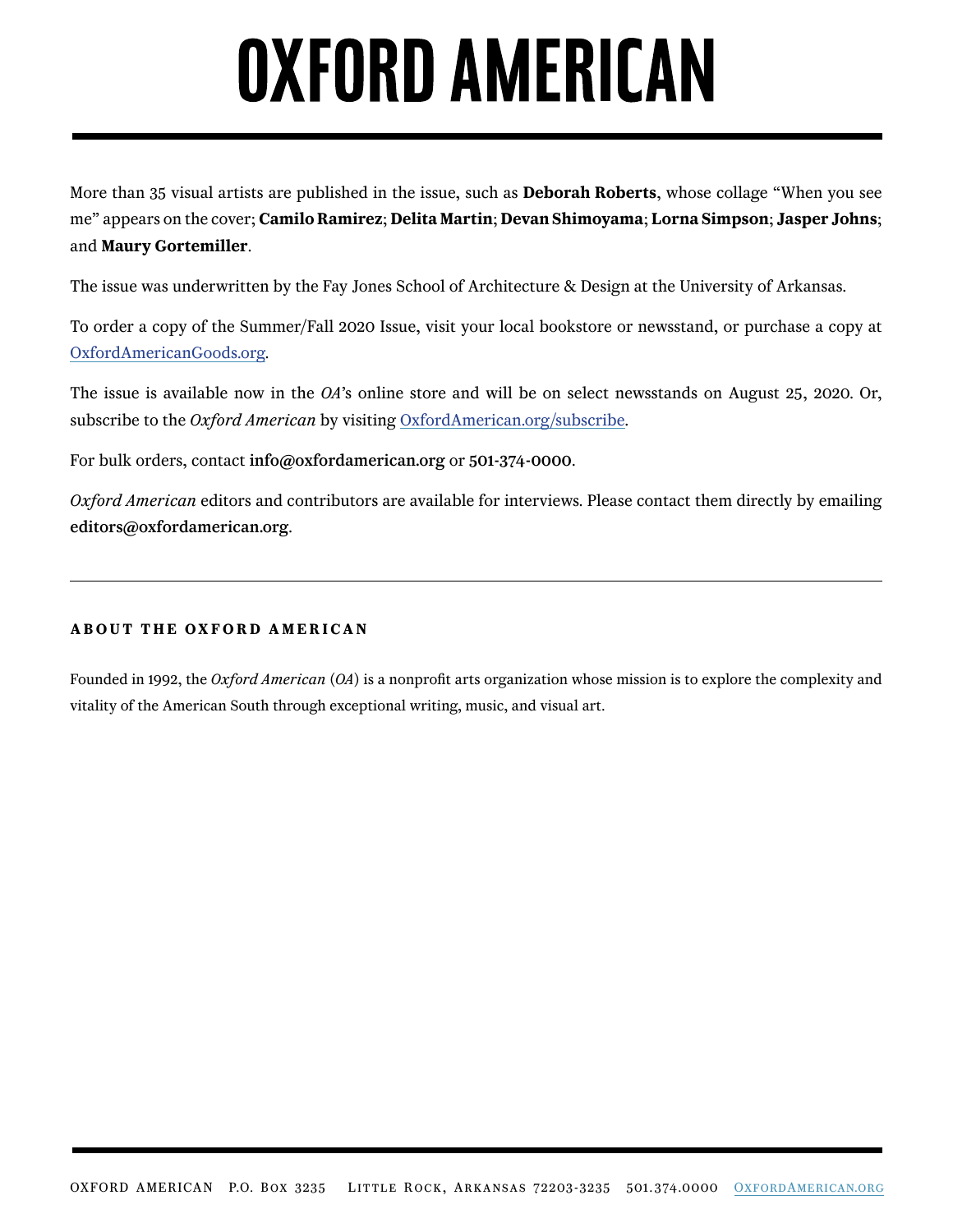More than 35 visual artists are published in the issue, such as **Deborah Roberts**, whose collage "When you see me" appears on the cover; **Camilo Ramirez**; **Delita Martin**; **Devan Shimoyama**; **Lorna Simpson**; **Jasper Johns**; and **Maury Gortemiller**.

The issue was underwritten by the Fay Jones School of Architecture & Design at the University of Arkansas.

To order a copy of the Summer/Fall 2020 Issue, visit your local bookstore or newsstand, or purchase a copy at [OxfordAmericanGoods.org](OxfordAmericanGoods.org).

The issue is available now in the *OA*'s online store and will be on select newsstands on August 25, 2020. Or, subscribe to the *Oxford American* by visiting [OxfordAmerican.org/subscribe](OxfordAmerican.org/subscribe).

For bulk orders, contact **info@oxfordamerican.org** or **501-374-0000**.

*Oxford American* editors and contributors are available for interviews. Please contact them directly by emailing **editors@oxfordamerican.org**.

---

#### ABOUT THE OXFORD AMERICAN

Founded in 1992, the *Oxford American* (*OA*) is a nonprofit arts organization whose mission is to explore the complexity and vitality of the American South through exceptional writing, music, and visual art.